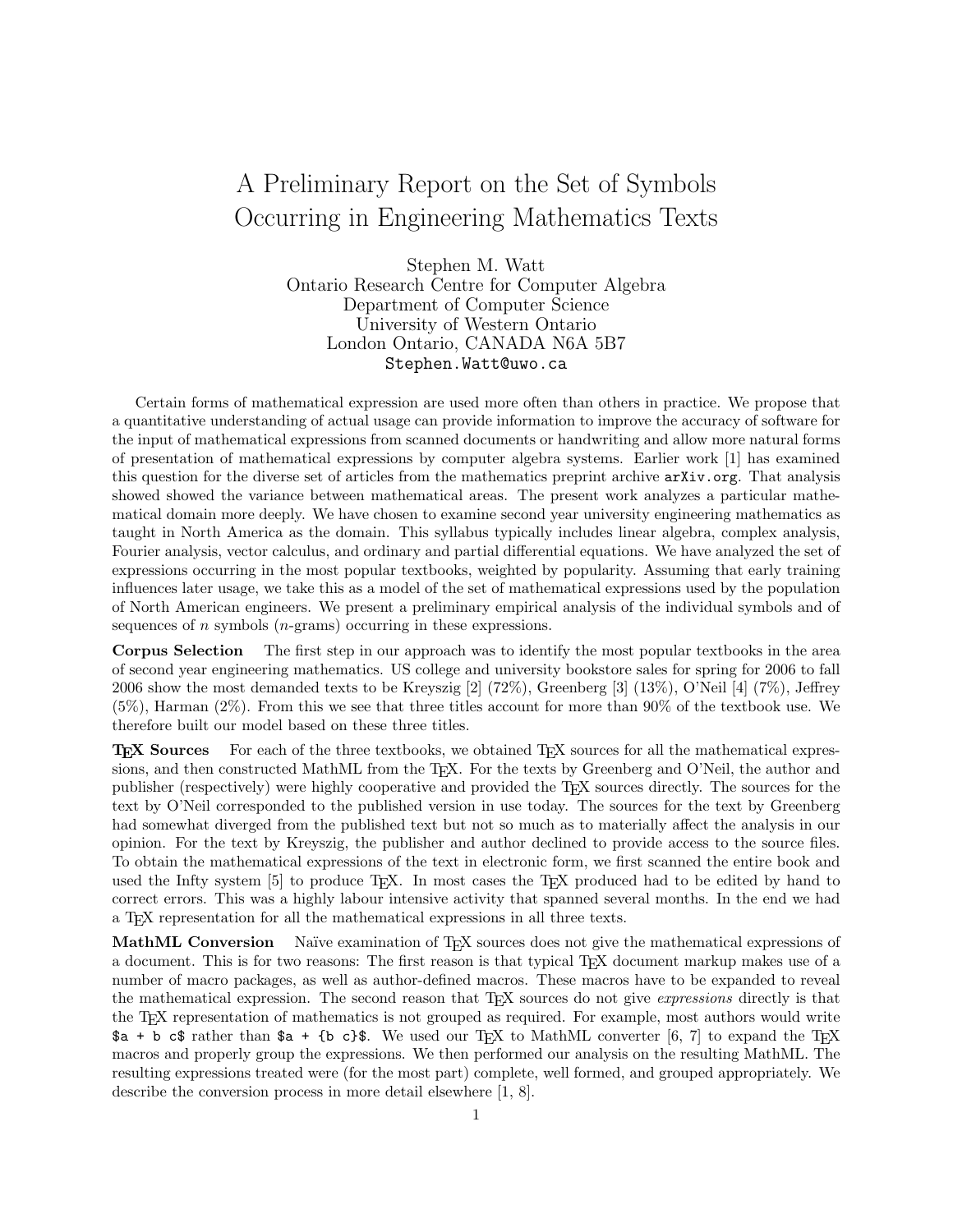# A Preliminary Report on the Set of Symbols Occurring in Engineering Mathematics Texts

Stephen M. Watt
Ontario Research Centre for Computer Algebra
Department of Computer Science
University of Western Ontario
London Ontario, CANADA N6A 5B7
`Stephen.Watt@uwo.ca`

Certain forms of mathematical expression are used more often than others in practice. We propose that a quantitative understanding of actual usage can provide information to improve the accuracy of software for the input of mathematical expressions from scanned documents or handwriting and allow more natural forms of presentation of mathematical expressions by computer algebra systems. Earlier work [1] has examined this question for the diverse set of articles from the mathematics preprint archive `arXiv.org`. That analysis showed showed the variance between mathematical areas. The present work analyzes a particular mathematical domain more deeply. We have chosen to examine second year university engineering mathematics as taught in North America as the domain. This syllabus typically includes linear algebra, complex analysis, Fourier analysis, vector calculus, and ordinary and partial differential equations. We have analyzed the set of expressions occurring in the most popular textbooks, weighted by popularity. Assuming that early training influences later usage, we take this as a model of the set of mathematical expressions used by the population of North American engineers. We present a preliminary empirical analysis of the individual symbols and of sequences of $n$ symbols ($n$-grams) occurring in these expressions.

**Corpus Selection** The first step in our approach was to identify the most popular textbooks in the area of second year engineering mathematics. US college and university bookstore sales for spring for 2006 to fall 2006 show the most demanded texts to be Kreyszig [2] (72%), Greenberg [3] (13%), O'Neil [4] (7%), Jeffrey (5%), Harman (2%). From this we see that three titles account for more than 90% of the textbook use. We therefore built our model based on these three titles.

**TEX Sources** For each of the three textbooks, we obtained TEX sources for all the mathematical expressions, and then constructed MathML from the TEX. For the texts by Greenberg and O'Neil, the author and publisher (respectively) were highly cooperative and provided the TEX sources directly. The sources for the text by O'Neil corresponded to the published version in use today. The sources for the text by Greenberg had somewhat diverged from the published text but not so much as to materially affect the analysis in our opinion. For the text by Kreyszig, the publisher and author declined to provide access to the source files. To obtain the mathematical expressions of the text in electronic form, we first scanned the entire book and used the Infty system [5] to produce TEX. In most cases the TEX produced had to be edited by hand to correct errors. This was a highly labour intensive activity that spanned several months. In the end we had a TEX representation for all the mathematical expressions in all three texts.

**MathML Conversion** Naïve examination of TEX sources does not give the mathematical expressions of a document. This is for two reasons: The first reason is that typical TEX document markup makes use of a number of macro packages, as well as author-defined macros. These macros have to be expanded to reveal the mathematical expression. The second reason that TEX sources do not give *expressions* directly is that the TEX representation of mathematics is not grouped as required. For example, most authors would write `$a + b c$` rather than `$a + {b c}$`. We used our TEX to MathML converter [6, 7] to expand the TEX macros and properly group the expressions. We then performed our analysis on the resulting MathML. The resulting expressions treated were (for the most part) complete, well formed, and grouped appropriately. We describe the conversion process in more detail elsewhere [1, 8].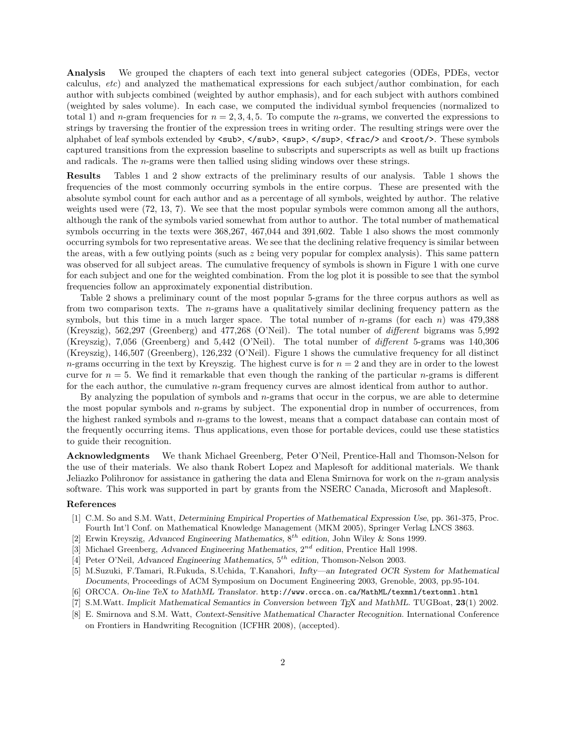**Analysis** We grouped the chapters of each text into general subject categories (ODEs, PDEs, vector calculus, *etc*) and analyzed the mathematical expressions for each subject/author combination, for each author with subjects combined (weighted by author emphasis), and for each subject with authors combined (weighted by sales volume). In each case, we computed the individual symbol frequencies (normalized to total 1) and $n$-gram frequencies for $n = 2, 3, 4, 5$. To compute the $n$-grams, we converted the expressions to strings by traversing the frontier of the expression trees in writing order. The resulting strings were over the alphabet of leaf symbols extended by `<sub>`, `</sub>`, `<sup>`, `</sup>`, `<frac/>` and `<root/>`. These symbols captured transitions from the expression baseline to subscripts and superscripts as well as built up fractions and radicals. The $n$-grams were then tallied using sliding windows over these strings.

**Results** Tables 1 and 2 show extracts of the preliminary results of our analysis. Table 1 shows the frequencies of the most commonly occurring symbols in the entire corpus. These are presented with the absolute symbol count for each author and as a percentage of all symbols, weighted by author. The relative weights used were (72, 13, 7). We see that the most popular symbols were common among all the authors, although the rank of the symbols varied somewhat from author to author. The total number of mathematical symbols occurring in the texts were 368,267, 467,044 and 391,602. Table 1 also shows the most commonly occurring symbols for two representative areas. We see that the declining relative frequency is similar between the areas, with a few outlying points (such as $z$ being very popular for complex analysis). This same pattern was observed for all subject areas. The cumulative frequency of symbols is shown in Figure 1 with one curve for each subject and one for the weighted combination. From the log plot it is possible to see that the symbol frequencies follow an approximately exponential distribution.

Table 2 shows a preliminary count of the most popular 5-grams for the three corpus authors as well as from two comparison texts. The $n$-grams have a qualitatively similar declining frequency pattern as the symbols, but this time in a much larger space. The total number of $n$-grams (for each $n$) was 479,388 (Kreyszig), 562,297 (Greenberg) and 477,268 (O'Neil). The total number of *different* bigrams was 5,992 (Kreyszig), 7,056 (Greenberg) and 5,442 (O'Neil). The total number of *different* 5-grams was 140,306 (Kreyszig), 146,507 (Greenberg), 126,232 (O'Neil). Figure 1 shows the cumulative frequency for all distinct $n$-grams occurring in the text by Kreyszig. The highest curve is for $n = 2$ and they are in order to the lowest curve for $n = 5$. We find it remarkable that even though the ranking of the particular $n$-grams is different for the each author, the cumulative $n$-gram frequency curves are almost identical from author to author.

By analyzing the population of symbols and $n$-grams that occur in the corpus, we are able to determine the most popular symbols and $n$-grams by subject. The exponential drop in number of occurrences, from the highest ranked symbols and $n$-grams to the lowest, means that a compact database can contain most of the frequently occurring items. Thus applications, even those for portable devices, could use these statistics to guide their recognition.

**Acknowledgments** We thank Michael Greenberg, Peter O'Neil, Prentice-Hall and Thomson-Nelson for the use of their materials. We also thank Robert Lopez and Maplesoft for additional materials. We thank Jeliazko Polihronov for assistance in gathering the data and Elena Smirnova for work on the $n$-gram analysis software. This work was supported in part by grants from the NSERC Canada, Microsoft and Maplesoft.

## References

[1] C.M. So and S.M. Watt, *Determining Empirical Properties of Mathematical Expression Use*, pp. 361-375, Proc. Fourth Int'l Conf. on Mathematical Knowledge Management (MKM 2005), Springer Verlag LNCS 3863.

[2] Erwin Kreyszig, *Advanced Engineering Mathematics*, $8^{th}$ *edition*, John Wiley & Sons 1999.

[3] Michael Greenberg, *Advanced Engineering Mathematics*, $2^{nd}$ *edition*, Prentice Hall 1998.

[4] Peter O'Neil, *Advanced Engineering Mathematics*, $5^{th}$ *edition*, Thomson-Nelson 2003.

[5] M.Suzuki, F.Tamari, R.Fukuda, S.Uchida, T.Kanahori, *Infty—an Integrated OCR System for Mathematical Documents*, Proceedings of ACM Symposium on Document Engineering 2003, Grenoble, 2003, pp.95-104.

[6] ORCCA. *On-line TeX to MathML Translator*. `http://www.orcca.on.ca/MathML/texmml/textomml.html`

[7] S.M.Watt. *Implicit Mathematical Semantics in Conversion between TEX and MathML*. TUGBoat, **23**(1) 2002.

[8] E. Smirnova and S.M. Watt, *Context-Sensitive Mathematical Character Recognition*. International Conference on Frontiers in Handwriting Recognition (ICFHR 2008), (accepted).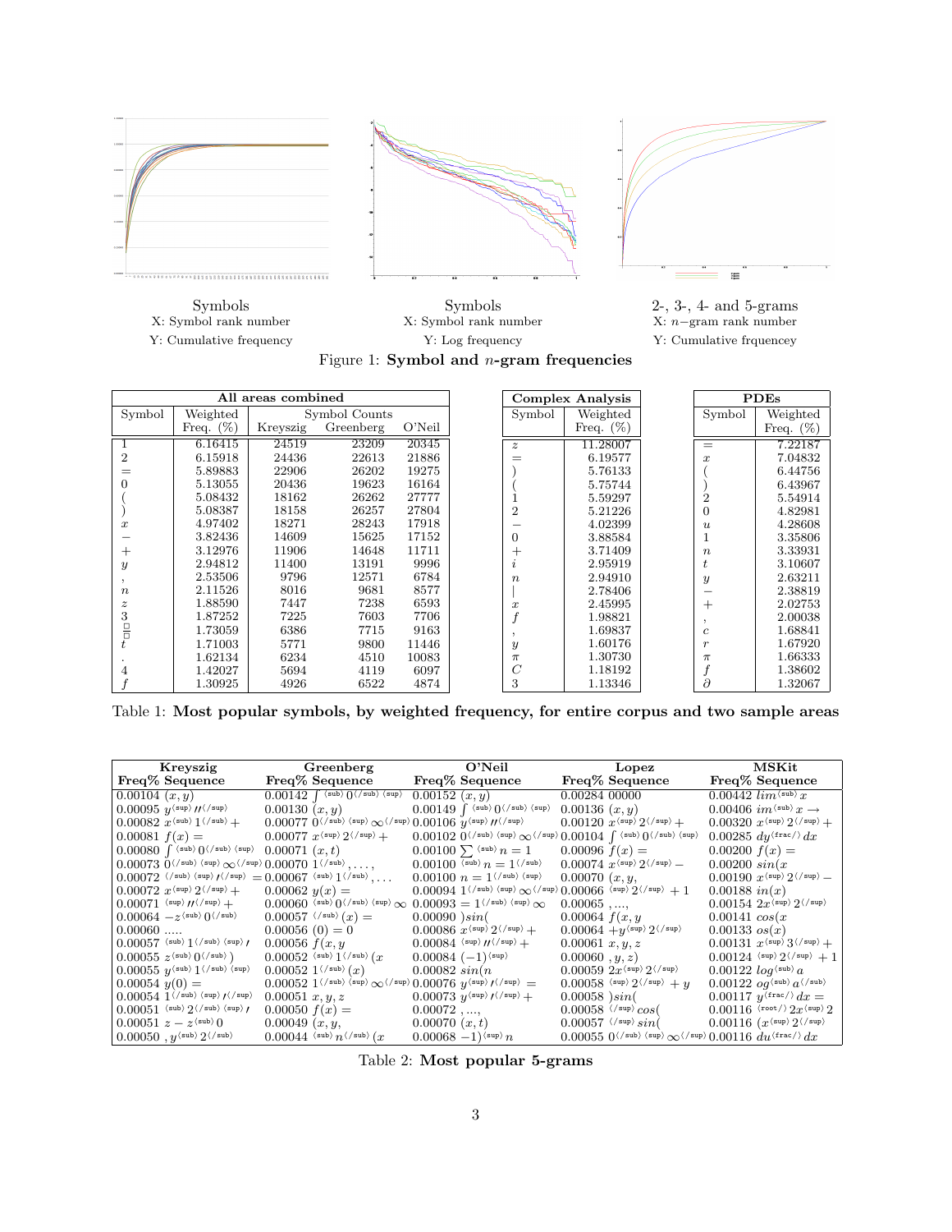Symbols
X: Symbol rank number
Y: Cumulative frequency

Symbols
X: Symbol rank number
Y: Log frequency

2-, 3-, 4- and 5-grams
X: $n-$gram rank number
Y: Cumulative fruquencey

Figure 1: **Symbol and $n$-gram frequencies**

| All areas combined | | | | |
|---|---|---|---|---|
| Symbol | Weighted Freq. (%) | Symbol Counts Kreyszig | Greenberg | O'Neil |
| 1 | 6.16415 | 24519 | 23209 | 20345 |
| 2 | 6.15918 | 24436 | 22613 | 21886 |
| = | 5.89883 | 22906 | 26202 | 19275 |
| 0 | 5.13055 | 20436 | 19623 | 16164 |
| ( | 5.08432 | 18162 | 26262 | 27777 |
| ) | 5.08387 | 18158 | 26257 | 27804 |
| $x$ | 4.97402 | 18271 | 28243 | 17918 |
| $-$ | 3.82436 | 14609 | 15625 | 17152 |
| + | 3.12976 | 11906 | 14648 | 11711 |
| $y$ | 2.94812 | 11400 | 13191 | 9996 |
| , | 2.53506 | 9796 | 12571 | 6784 |
| $n$ | 2.11526 | 8016 | 9681 | 8577 |
| $z$ | 1.88590 | 7447 | 7238 | 6593 |
| 3 | 1.87252 | 7225 | 7603 | 7706 |
| $\frac{\square}{\square}$ | 1.73059 | 6386 | 7715 | 9163 |
| $t$ | 1.71003 | 5771 | 9800 | 11446 |
| . | 1.62134 | 6234 | 4510 | 10083 |
| 4 | 1.42027 | 5694 | 4119 | 6097 |
| $f$ | 1.30925 | 4926 | 6522 | 4874 |

| Complex Analysis | |
|---|---|
| Symbol | Weighted Freq. (%) |
| $z$ | 11.28007 |
| = | 6.19577 |
| ) | 5.76133 |
| ( | 5.75744 |
| 1 | 5.59297 |
| 2 | 5.21226 |
| $-$ | 4.02399 |
| 0 | 3.88584 |
| + | 3.71409 |
| $i$ | 2.95919 |
| $n$ | 2.94910 |
| \| | 2.78406 |
| $x$ | 2.45995 |
| $f$ | 1.98821 |
| , | 1.69837 |
| $y$ | 1.60176 |
| $\pi$ | 1.30730 |
| $C$ | 1.18192 |
| 3 | 1.13346 |

| PDEs | |
|---|---|
| Symbol | Weighted Freq. (%) |
| = | 7.22187 |
| $x$ | 7.04832 |
| ( | 6.44756 |
| ) | 6.43967 |
| 2 | 5.54914 |
| 0 | 4.82981 |
| $u$ | 4.28608 |
| 1 | 3.35806 |
| $n$ | 3.33931 |
| $t$ | 3.10607 |
| $y$ | 2.63211 |
| $-$ | 2.38819 |
| + | 2.02753 |
| , | 2.00038 |
| $c$ | 1.68841 |
| $r$ | 1.67920 |
| $\pi$ | 1.66333 |
| $f$ | 1.38602 |
| $\partial$ | 1.32067 |

Table 1: **Most popular symbols, by weighted frequency, for entire corpus and two sample areas**

| Kreyszig | | Greenberg | | O'Neil | | Lopez | | MSKit | |
|---|---|---|---|---|---|---|---|---|---|
| Freq% | Sequence | Freq% | Sequence | Freq% | Sequence | Freq% | Sequence | Freq% | Sequence |
| 0.00104 | $(x, y)$ | 0.00142 | $\int$ ⟨sub⟩ 0⟨/sub⟩ ⟨sup⟩ | 0.00152 | $(x, y)$ | 0.00284 | 00000 | 0.00442 | $lim$⟨sub⟩ $x$ |
| 0.00095 | $y$⟨sup⟩ $\prime\prime$⟨/sup⟩ | 0.00130 | $(x, y)$ | 0.00149 | $\int$ ⟨sub⟩ 0⟨/sub⟩ ⟨sup⟩ | 0.00136 | $(x, y)$ | 0.00406 | $im$⟨sub⟩ $x \rightarrow$ |
| 0.00082 | $x$⟨sub⟩ 1⟨/sub⟩ + | 0.00077 | 0⟨/sub⟩ ⟨sup⟩ $\infty$⟨/sup⟩ | 0.00106 | $y$⟨sup⟩ $\prime\prime$⟨/sup⟩ | 0.00120 | $x$⟨sup⟩ 2⟨/sup⟩ + | 0.00320 | $x$⟨sup⟩ 2⟨/sup⟩ + |
| 0.00081 | $f(x) =$ | 0.00077 | $x$⟨sup⟩ 2⟨/sup⟩ + | 0.00102 | 0⟨/sub⟩ ⟨sup⟩ $\infty$⟨/sup⟩ | 0.00104 | $\int$ ⟨sub⟩ 0⟨/sub⟩ ⟨sup⟩ | 0.00285 | $dy$⟨frac/⟩ $dx$ |
| 0.00080 | $\int$ ⟨sub⟩ 0⟨/sub⟩ ⟨sup⟩ | 0.00071 | $(x, t)$ | 0.00100 | $\sum$ ⟨sub⟩ $n = 1$ | 0.00096 | $f(x) =$ | 0.00200 | $f(x) =$ |
| 0.00073 | 0⟨/sub⟩ ⟨sup⟩ $\infty$⟨/sup⟩ | 0.00070 | 1⟨/sub⟩ , . . . , | 0.00100 | ⟨sub⟩ $n = 1$⟨/sub⟩ | 0.00074 | $x$⟨sup⟩ 2⟨/sup⟩ $-$ | 0.00200 | $sin(x$ |
| 0.00072 | ⟨/sub⟩ ⟨sup⟩ $\prime$⟨/sup⟩ = | 0.00067 | ⟨sub⟩ 1⟨/sub⟩ , . . . | 0.00100 | $n = 1$⟨/sub⟩ ⟨sup⟩ | 0.00070 | $(x, y,$ | 0.00190 | $x$⟨sup⟩ 2⟨/sup⟩ $-$ |
| 0.00072 | $x$⟨sup⟩ 2⟨/sup⟩ + | 0.00062 | $y(x) =$ | 0.00094 | 1⟨/sub⟩ ⟨sup⟩ $\infty$⟨/sup⟩ | 0.00066 | ⟨sup⟩ 2⟨/sup⟩ + 1 | 0.00188 | $in(x)$ |
| 0.00071 | ⟨sup⟩ $\prime\prime$⟨/sup⟩ + | 0.00060 | ⟨sub⟩ 0⟨/sub⟩ ⟨sup⟩ $\infty$ | 0.00093 | = 1⟨/sub⟩ ⟨sup⟩ $\infty$ | 0.00065 | , ..., | 0.00154 | $2x$⟨sup⟩ 2⟨/sup⟩ |
| 0.00064 | $-z$⟨sub⟩ 0⟨/sub⟩ | 0.00057 | ⟨/sub⟩ $(x) =$ | 0.00090 | $)sin($ | 0.00064 | $f(x, y$ | 0.00141 | $cos(x$ |
| 0.00060 | ..... | 0.00056 | $(0) = 0$ | 0.00086 | $x$⟨sup⟩ 2⟨/sup⟩ + | 0.00064 | $+y$⟨sup⟩ 2⟨/sup⟩ | 0.00133 | $os(x)$ |
| 0.00057 | ⟨sub⟩ 1⟨/sub⟩ ⟨sup⟩ $\prime$ | 0.00056 | $f(x, y$ | 0.00084 | ⟨sup⟩ $\prime\prime$⟨/sup⟩ + | 0.00061 | $x, y, z$ | 0.00131 | $x$⟨sup⟩ 3⟨/sup⟩ + |
| 0.00055 | $z$⟨sub⟩ 0⟨/sub⟩ ) | 0.00052 | ⟨sub⟩ 1⟨/sub⟩ $(x$ | 0.00084 | $(-1)$⟨sup⟩ | 0.00060 | $, y, z)$ | 0.00124 | ⟨sup⟩ 2⟨/sup⟩ + 1 |
| 0.00055 | $y$⟨sub⟩ 1⟨/sub⟩ ⟨sup⟩ | 0.00052 | 1⟨/sub⟩ $(x)$ | 0.00082 | $sin(n$ | 0.00059 | $2x$⟨sup⟩ 2⟨/sup⟩ | 0.00122 | $log$⟨sub⟩ $a$ |
| 0.00054 | $y(0) =$ | 0.00052 | 1⟨/sub⟩ ⟨sup⟩ $\infty$⟨/sup⟩ | 0.00076 | $y$⟨sup⟩ $\prime$⟨/sup⟩ = | 0.00058 | ⟨sup⟩ 2⟨/sup⟩ + $y$ | 0.00122 | $og$⟨sub⟩ $a$⟨/sub⟩ |
| 0.00054 | 1⟨/sub⟩ ⟨sup⟩ $\prime$⟨/sup⟩ | 0.00051 | $x, y, z$ | 0.00073 | $y$⟨sup⟩ $\prime$⟨/sup⟩ + | 0.00058 | $)sin($ | 0.00117 | $y$⟨frac/⟩ $dx =$ |
| 0.00051 | ⟨sub⟩ 2⟨/sub⟩ ⟨sup⟩ $\prime$ | 0.00050 | $f(x) =$ | 0.00072 | , ..., | 0.00058 | ⟨/sup⟩ $cos($ | 0.00116 | ⟨root/⟩ $2x$⟨sup⟩ 2 |
| 0.00051 | $z - z$⟨sub⟩ 0 | 0.00049 | $(x, y,$ | 0.00070 | $(x, t)$ | 0.00057 | ⟨/sup⟩ $sin($ | 0.00116 | $(x$⟨sup⟩ 2⟨/sup⟩ |
| 0.00050 | $, y$⟨sub⟩ 2⟨/sub⟩ | 0.00044 | ⟨sub⟩ $n$⟨/sub⟩ $(x$ | 0.00068 | $-1)$⟨sup⟩ $n$ | 0.00055 | 0⟨/sub⟩ ⟨sup⟩ $\infty$⟨/sup⟩ | 0.00116 | $du$⟨frac/⟩ $dx$ |

Table 2: **Most popular 5-grams**